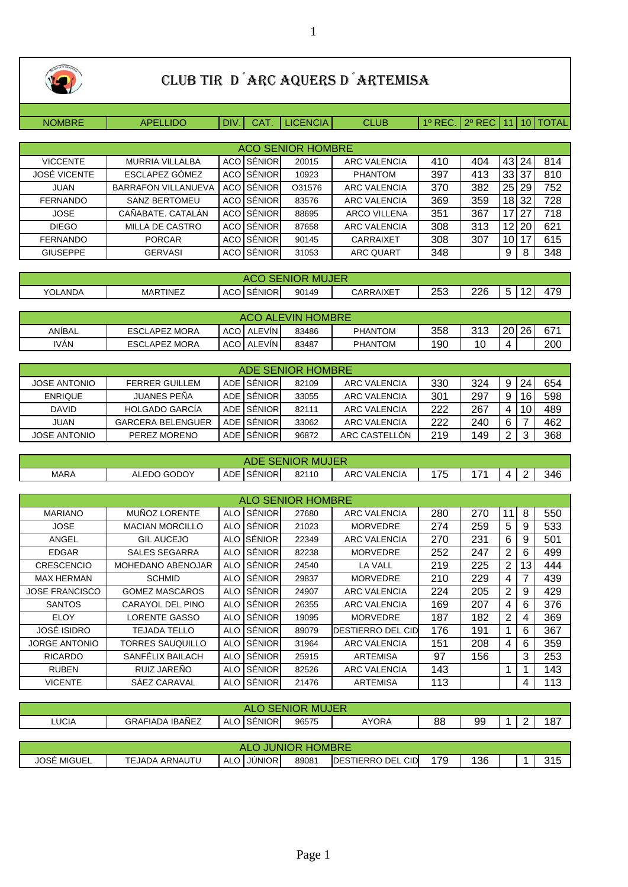# CLUB TIR D´ARC AQUERS D´ARTEMISA

| NOMBRE | APELLIDO | DIV. | CAT. | LICENCIA | CLUB | 1º REC. | 2º REC | 11 | 10 | TOTAL |
|---|---|---|---|---|---|---|---|---|---|---|
| **ACO SENIOR HOMBRE** | | | | | | | | | | |
| VICCENTE | MURRIA VILLALBA | ACO | SÉNIOR | 20015 | ARC VALENCIA | 410 | 404 | 43 | 24 | 814 |
| JOSÉ VICENTE | ESCLAPEZ GÓMEZ | ACO | SÉNIOR | 10923 | PHANTOM | 397 | 413 | 33 | 37 | 810 |
| JUAN | BARRAFON VILLANUEVA | ACO | SÉNIOR | O31576 | ARC VALENCIA | 370 | 382 | 25 | 29 | 752 |
| FERNANDO | SANZ BERTOMEU | ACO | SÉNIOR | 83576 | ARC VALENCIA | 369 | 359 | 18 | 32 | 728 |
| JOSE | CAÑABATE. CATALÁN | ACO | SÉNIOR | 88695 | ARCO VILLENA | 351 | 367 | 17 | 27 | 718 |
| DIEGO | MILLA DE CASTRO | ACO | SÉNIOR | 87658 | ARC VALENCIA | 308 | 313 | 12 | 20 | 621 |
| FERNANDO | PORCAR | ACO | SÉNIOR | 90145 | CARRAIXET | 308 | 307 | 10 | 17 | 615 |
| GIUSEPPE | GERVASI | ACO | SÉNIOR | 31053 | ARC QUART | 348 | | 9 | 8 | 348 |
| **ACO SENIOR MUJER** | | | | | | | | | | |
| YOLANDA | MARTINEZ | ACO | SÉNIOR | 90149 | CARRAIXET | 253 | 226 | 5 | 12 | 479 |
| **ACO ALEVIN HOMBRE** | | | | | | | | | | |
| ANÍBAL | ESCLAPEZ MORA | ACO | ALEVÍN | 83486 | PHANTOM | 358 | 313 | 20 | 26 | 671 |
| IVÁN | ESCLAPEZ MORA | ACO | ALEVÍN | 83487 | PHANTOM | 190 | 10 | 4 | | 200 |
| **ADE SENIOR HOMBRE** | | | | | | | | | | |
| JOSE ANTONIO | FERRER GUILLEM | ADE | SÉNIOR | 82109 | ARC VALENCIA | 330 | 324 | 9 | 24 | 654 |
| ENRIQUE | JUANES PEÑA | ADE | SÉNIOR | 33055 | ARC VALENCIA | 301 | 297 | 9 | 16 | 598 |
| DAVID | HOLGADO GARCÍA | ADE | SÉNIOR | 82111 | ARC VALENCIA | 222 | 267 | 4 | 10 | 489 |
| JUAN | GARCERA BELENGUER | ADE | SÉNIOR | 33062 | ARC VALENCIA | 222 | 240 | 6 | 7 | 462 |
| JOSE ANTONIO | PEREZ MORENO | ADE | SÉNIOR | 96872 | ARC CASTELLÓN | 219 | 149 | 2 | 3 | 368 |
| **ADE SENIOR MUJER** | | | | | | | | | | |
| MARA | ALEDO GODOY | ADE | SÉNIOR | 82110 | ARC VALENCIA | 175 | 171 | 4 | 2 | 346 |
| **ALO SENIOR HOMBRE** | | | | | | | | | | |
| MARIANO | MUÑOZ LORENTE | ALO | SÉNIOR | 27680 | ARC VALENCIA | 280 | 270 | 11 | 8 | 550 |
| JOSE | MACIAN MORCILLO | ALO | SÉNIOR | 21023 | MORVEDRE | 274 | 259 | 5 | 9 | 533 |
| ANGEL | GIL AUCEJO | ALO | SÉNIOR | 22349 | ARC VALENCIA | 270 | 231 | 6 | 9 | 501 |
| EDGAR | SALES SEGARRA | ALO | SÉNIOR | 82238 | MORVEDRE | 252 | 247 | 2 | 6 | 499 |
| CRESCENCIO | MOHEDANO ABENOJAR | ALO | SÉNIOR | 24540 | LA VALL | 219 | 225 | 2 | 13 | 444 |
| MAX HERMAN | SCHMID | ALO | SÉNIOR | 29837 | MORVEDRE | 210 | 229 | 4 | 7 | 439 |
| JOSE FRANCISCO | GOMEZ MASCAROS | ALO | SÉNIOR | 24907 | ARC VALENCIA | 224 | 205 | 2 | 9 | 429 |
| SANTOS | CARAYOL DEL PINO | ALO | SÉNIOR | 26355 | ARC VALENCIA | 169 | 207 | 4 | 6 | 376 |
| ELOY | LORENTE GASSO | ALO | SÉNIOR | 19095 | MORVEDRE | 187 | 182 | 2 | 4 | 369 |
| JOSÉ ISIDRO | TEJADA TELLO | ALO | SÉNIOR | 89079 | DESTIERRO DEL CID | 176 | 191 | 1 | 6 | 367 |
| JORGE ANTONIO | TORRES SAUQUILLO | ALO | SÉNIOR | 31964 | ARC VALENCIA | 151 | 208 | 4 | 6 | 359 |
| RICARDO | SANFÉLIX BAILACH | ALO | SÉNIOR | 25915 | ARTEMISA | 97 | 156 | | 3 | 253 |
| RUBEN | RUIZ JAREÑO | ALO | SÉNIOR | 82526 | ARC VALENCIA | 143 | | 1 | 1 | 143 |
| VICENTE | SÁEZ CARAVAL | ALO | SÉNIOR | 21476 | ARTEMISA | 113 | | | 4 | 113 |
| **ALO SENIOR MUJER** | | | | | | | | | | |
| LUCIA | GRAFIADA IBAÑEZ | ALO | SÉNIOR | 96575 | AYORA | 88 | 99 | 1 | 2 | 187 |
| **ALO JUNIOR HOMBRE** | | | | | | | | | | |
| JOSÉ MIGUEL | TEJADA ARNAUTU | ALO | JÚNIOR | 89081 | DESTIERRO DEL CID | 179 | 136 | | 1 | 315 |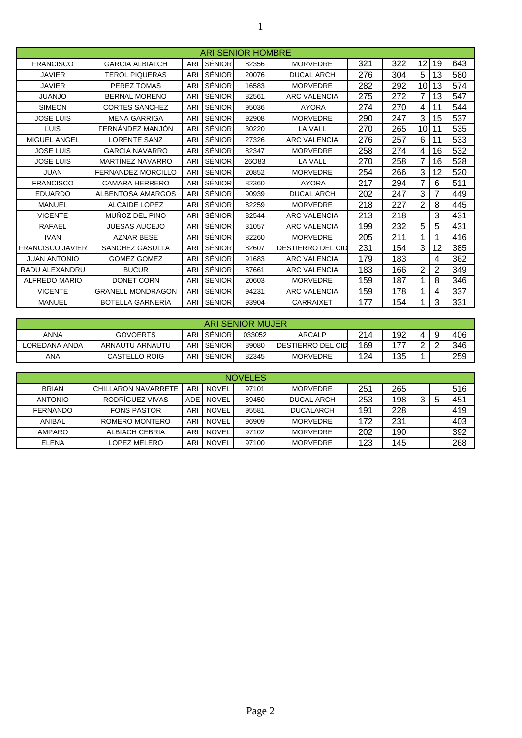| ARI SENIOR HOMBRE | | | | | | | | | | |
|---|---|---|---|---|---|---|---|---|---|---|
| FRANCISCO | GARCIA ALBIALCH | ARI | SÉNIOR | 82356 | MORVEDRE | 321 | 322 | 12 | 19 | 643 |
| JAVIER | TEROL PIQUERAS | ARI | SÉNIOR | 20076 | DUCAL ARCH | 276 | 304 | 5 | 13 | 580 |
| JAVIER | PEREZ TOMAS | ARI | SÉNIOR | 16583 | MORVEDRE | 282 | 292 | 10 | 13 | 574 |
| JUANJO | BERNAL MORENO | ARI | SÉNIOR | 82561 | ARC VALENCIA | 275 | 272 | 7 | 13 | 547 |
| SIMEON | CORTES SANCHEZ | ARI | SÉNIOR | 95036 | AYORA | 274 | 270 | 4 | 11 | 544 |
| JOSE LUIS | MENA GARRIGA | ARI | SÉNIOR | 92908 | MORVEDRE | 290 | 247 | 3 | 15 | 537 |
| LUIS | FERNÁNDEZ MANJÓN | ARI | SÉNIOR | 30220 | LA VALL | 270 | 265 | 10 | 11 | 535 |
| MIGUEL ANGEL | LORENTE SANZ | ARI | SÉNIOR | 27326 | ARC VALENCIA | 276 | 257 | 6 | 11 | 533 |
| JOSE LUIS | GARCIA NAVARRO | ARI | SÉNIOR | 82347 | MORVEDRE | 258 | 274 | 4 | 16 | 532 |
| JOSE LUIS | MARTÍNEZ NAVARRO | ARI | SÉNIOR | 26O83 | LA VALL | 270 | 258 | 7 | 16 | 528 |
| JUAN | FERNANDEZ MORCILLO | ARI | SÉNIOR | 20852 | MORVEDRE | 254 | 266 | 3 | 12 | 520 |
| FRANCISCO | CAMARA HERRERO | ARI | SÉNIOR | 82360 | AYORA | 217 | 294 | 7 | 6 | 511 |
| EDUARDO | ALBENTOSA AMARGOS | ARI | SÉNIOR | 90939 | DUCAL ARCH | 202 | 247 | 3 | 7 | 449 |
| MANUEL | ALCAIDE LOPEZ | ARI | SÉNIOR | 82259 | MORVEDRE | 218 | 227 | 2 | 8 | 445 |
| VICENTE | MUÑOZ DEL PINO | ARI | SÉNIOR | 82544 | ARC VALENCIA | 213 | 218 | | 3 | 431 |
| RAFAEL | JUESAS AUCEJO | ARI | SÉNIOR | 31057 | ARC VALENCIA | 199 | 232 | 5 | 5 | 431 |
| IVAN | AZNAR BESE | ARI | SÉNIOR | 82260 | MORVEDRE | 205 | 211 | 1 | 1 | 416 |
| FRANCISCO JAVIER | SANCHEZ GASULLA | ARI | SÉNIOR | 82607 | DESTIERRO DEL CID | 231 | 154 | 3 | 12 | 385 |
| JUAN ANTONIO | GOMEZ GOMEZ | ARI | SÉNIOR | 91683 | ARC VALENCIA | 179 | 183 | | 4 | 362 |
| RADU ALEXANDRU | BUCUR | ARI | SÉNIOR | 87661 | ARC VALENCIA | 183 | 166 | 2 | 2 | 349 |
| ALFREDO MARIO | DONET CORN | ARI | SÉNIOR | 20603 | MORVEDRE | 159 | 187 | 1 | 8 | 346 |
| VICENTE | GRANELL MONDRAGON | ARI | SÉNIOR | 94231 | ARC VALENCIA | 159 | 178 | 1 | 4 | 337 |
| MANUEL | BOTELLA GARNERÍA | ARI | SÉNIOR | 93904 | CARRAIXET | 177 | 154 | 1 | 3 | 331 |

| ARI SENIOR MUJER | | | | | | | | | | |
|---|---|---|---|---|---|---|---|---|---|---|
| ANNA | GOVOERTS | ARI | SÉNIOR | 033052 | ARCALP | 214 | 192 | 4 | 9 | 406 |
| LOREDANA ANDA | ARNAUTU ARNAUTU | ARI | SÉNIOR | 89080 | DESTIERRO DEL CID | 169 | 177 | 2 | 2 | 346 |
| ANA | CASTELLO ROIG | ARI | SÉNIOR | 82345 | MORVEDRE | 124 | 135 | 1 | | 259 |

| NOVELES | | | | | | | | | | |
|---|---|---|---|---|---|---|---|---|---|---|
| BRIAN | CHILLARON NAVARRETE | ARI | NOVEL | 97101 | MORVEDRE | 251 | 265 | | | 516 |
| ANTONIO | RODRÍGUEZ VIVAS | ADE | NOVEL | 89450 | DUCAL ARCH | 253 | 198 | 3 | 5 | 451 |
| FERNANDO | FONS PASTOR | ARI | NOVEL | 95581 | DUCALARCH | 191 | 228 | | | 419 |
| ANIBAL | ROMERO MONTERO | ARI | NOVEL | 96909 | MORVEDRE | 172 | 231 | | | 403 |
| AMPARO | ALBIACH CEBRIA | ARI | NOVEL | 97102 | MORVEDRE | 202 | 190 | | | 392 |
| ELENA | LOPEZ MELERO | ARI | NOVEL | 97100 | MORVEDRE | 123 | 145 | | | 268 |